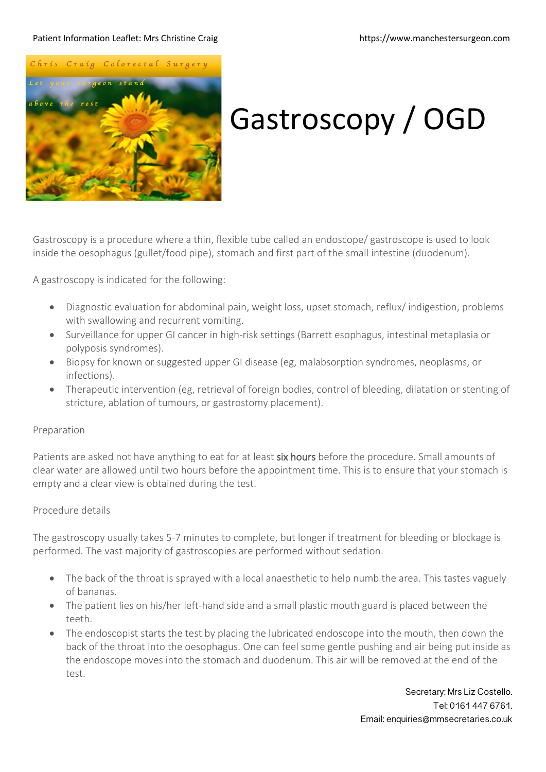# Gastroscopy / OGD

Gastroscopy is a procedure where a thin, flexible tube called an endoscope/ gastroscope is used to look inside the oesophagus (gullet/food pipe), stomach and first part of the small intestine (duodenum).

A gastroscopy is indicated for the following:

- Diagnostic evaluation for abdominal pain, weight loss, upset stomach, reflux/ indigestion, problems with swallowing and recurrent vomiting.
- Surveillance for upper GI cancer in high-risk settings (Barrett esophagus, intestinal metaplasia or polyposis syndromes).
- Biopsy for known or suggested upper GI disease (eg, malabsorption syndromes, neoplasms, or infections).
- Therapeutic intervention (eg, retrieval of foreign bodies, control of bleeding, dilatation or stenting of stricture, ablation of tumours, or gastrostomy placement).

## Preparation

Patients are asked not have anything to eat for at least six hours before the procedure. Small amounts of clear water are allowed until two hours before the appointment time. This is to ensure that your stomach is empty and a clear view is obtained during the test.

## Procedure details

The gastroscopy usually takes 5-7 minutes to complete, but longer if treatment for bleeding or blockage is performed. The vast majority of gastroscopies are performed without sedation.

- The back of the throat is sprayed with a local anaesthetic to help numb the area. This tastes vaguely of bananas.
- The patient lies on his/her left-hand side and a small plastic mouth guard is placed between the teeth.
- The endoscopist starts the test by placing the lubricated endoscope into the mouth, then down the back of the throat into the oesophagus. One can feel some gentle pushing and air being put inside as the endoscope moves into the stomach and duodenum. This air will be removed at the end of the test.

Secretary: Mrs Liz Costello.
Tel: 0161 447 6761.
Email: enquiries@mmsecretaries.co.uk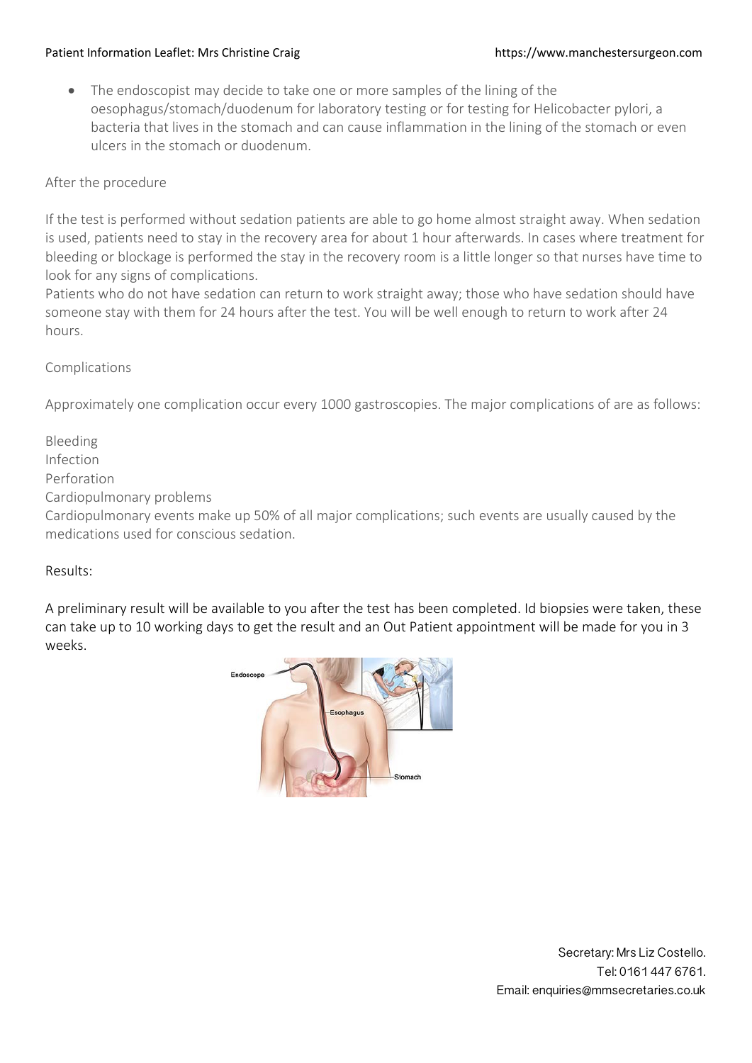- The endoscopist may decide to take one or more samples of the lining of the oesophagus/stomach/duodenum for laboratory testing or for testing for Helicobacter pylori, a bacteria that lives in the stomach and can cause inflammation in the lining of the stomach or even ulcers in the stomach or duodenum.

After the procedure

If the test is performed without sedation patients are able to go home almost straight away. When sedation is used, patients need to stay in the recovery area for about 1 hour afterwards. In cases where treatment for bleeding or blockage is performed the stay in the recovery room is a little longer so that nurses have time to look for any signs of complications.
Patients who do not have sedation can return to work straight away; those who have sedation should have someone stay with them for 24 hours after the test. You will be well enough to return to work after 24 hours.

Complications

Approximately one complication occur every 1000 gastroscopies. The major complications of are as follows:

Bleeding
Infection
Perforation
Cardiopulmonary problems
Cardiopulmonary events make up 50% of all major complications; such events are usually caused by the medications used for conscious sedation.

Results:

A preliminary result will be available to you after the test has been completed. Id biopsies were taken, these can take up to 10 working days to get the result and an Out Patient appointment will be made for you in 3 weeks.